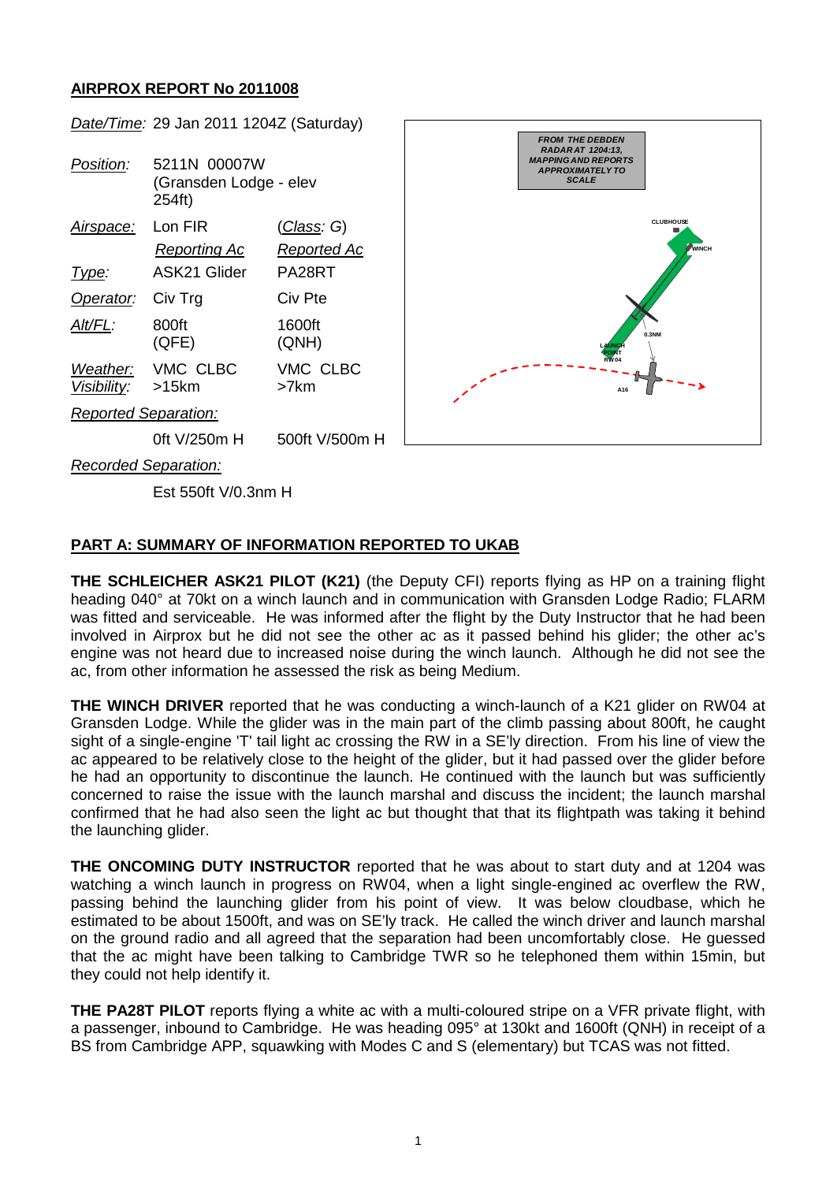## AIRPROX REPORT No 2011008

| | | |
|---|---|---|
| *Date/Time:* | 29 Jan 2011 1204Z (Saturday) | |
| *Position:* | 5211N 00007W (Gransden Lodge - elev 254ft) | |
| *Airspace:* | Lon FIR | (*Class: G*) |
| | *Reporting Ac* | *Reported Ac* |
| *Type:* | ASK21 Glider | PA28RT |
| *Operator:* | Civ Trg | Civ Pte |
| *Alt/FL:* | 800ft (QFE) | 1600ft (QNH) |
| *Weather:* | VMC CLBC | VMC CLBC |
| *Visibility:* | >15km | >7km |
| *Reported Separation:* | | |
| | 0ft V/250m H | 500ft V/500m H |
| *Recorded Separation:* | | |
| | Est 550ft V/0.3nm H | |

FROM THE DEBDEN RADAR AT 1204:13, MAPPING AND REPORTS APPROXIMATELY TO SCALE

## PART A: SUMMARY OF INFORMATION REPORTED TO UKAB

**THE SCHLEICHER ASK21 PILOT (K21)** (the Deputy CFI) reports flying as HP on a training flight heading 040° at 70kt on a winch launch and in communication with Gransden Lodge Radio; FLARM was fitted and serviceable. He was informed after the flight by the Duty Instructor that he had been involved in Airprox but he did not see the other ac as it passed behind his glider; the other ac's engine was not heard due to increased noise during the winch launch. Although he did not see the ac, from other information he assessed the risk as being Medium.

**THE WINCH DRIVER** reported that he was conducting a winch-launch of a K21 glider on RW04 at Gransden Lodge. While the glider was in the main part of the climb passing about 800ft, he caught sight of a single-engine 'T' tail light ac crossing the RW in a SE'ly direction. From his line of view the ac appeared to be relatively close to the height of the glider, but it had passed over the glider before he had an opportunity to discontinue the launch. He continued with the launch but was sufficiently concerned to raise the issue with the launch marshal and discuss the incident; the launch marshal confirmed that he had also seen the light ac but thought that that its flightpath was taking it behind the launching glider.

**THE ONCOMING DUTY INSTRUCTOR** reported that he was about to start duty and at 1204 was watching a winch launch in progress on RW04, when a light single-engined ac overflew the RW, passing behind the launching glider from his point of view. It was below cloudbase, which he estimated to be about 1500ft, and was on SE'ly track. He called the winch driver and launch marshal on the ground radio and all agreed that the separation had been uncomfortably close. He guessed that the ac might have been talking to Cambridge TWR so he telephoned them within 15min, but they could not help identify it.

**THE PA28T PILOT** reports flying a white ac with a multi-coloured stripe on a VFR private flight, with a passenger, inbound to Cambridge. He was heading 095° at 130kt and 1600ft (QNH) in receipt of a BS from Cambridge APP, squawking with Modes C and S (elementary) but TCAS was not fitted.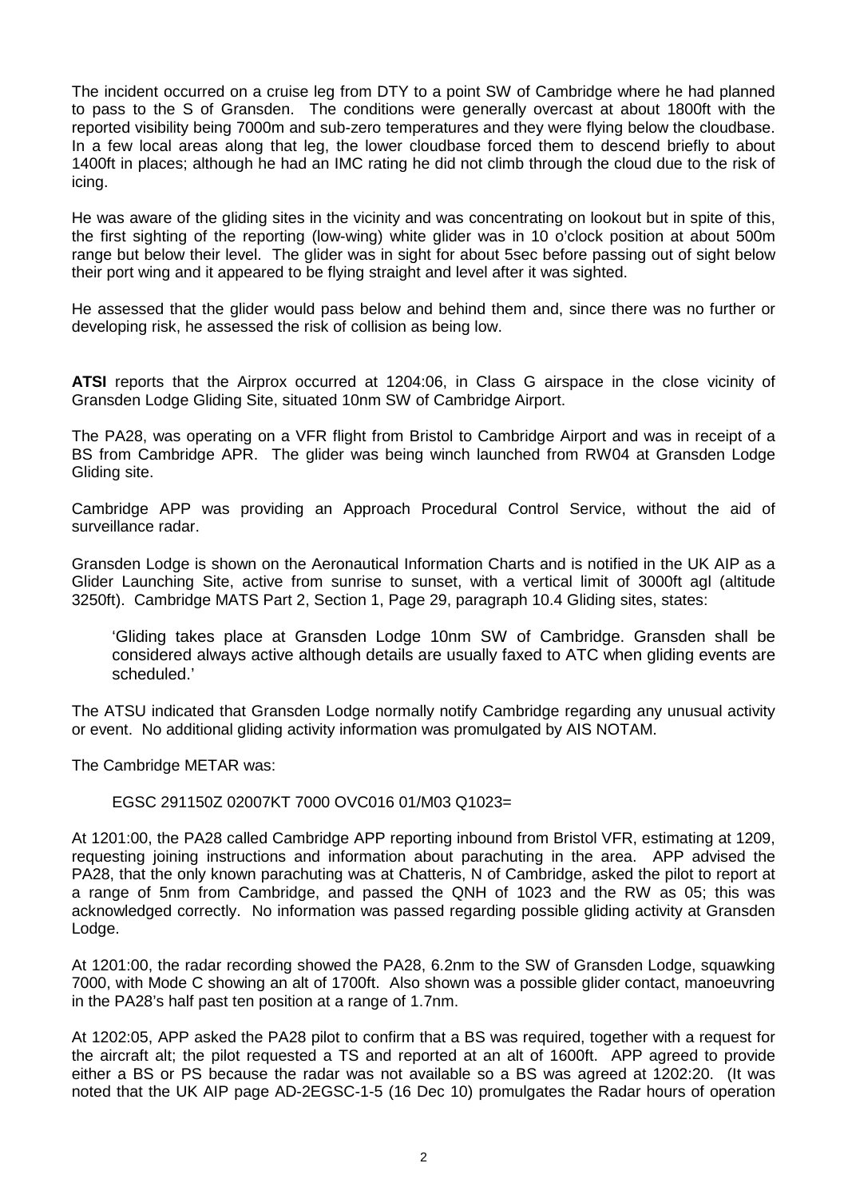The incident occurred on a cruise leg from DTY to a point SW of Cambridge where he had planned to pass to the S of Gransden. The conditions were generally overcast at about 1800ft with the reported visibility being 7000m and sub-zero temperatures and they were flying below the cloudbase. In a few local areas along that leg, the lower cloudbase forced them to descend briefly to about 1400ft in places; although he had an IMC rating he did not climb through the cloud due to the risk of icing.

He was aware of the gliding sites in the vicinity and was concentrating on lookout but in spite of this, the first sighting of the reporting (low-wing) white glider was in 10 o'clock position at about 500m range but below their level. The glider was in sight for about 5sec before passing out of sight below their port wing and it appeared to be flying straight and level after it was sighted.

He assessed that the glider would pass below and behind them and, since there was no further or developing risk, he assessed the risk of collision as being low.

**ATSI** reports that the Airprox occurred at 1204:06, in Class G airspace in the close vicinity of Gransden Lodge Gliding Site, situated 10nm SW of Cambridge Airport.

The PA28, was operating on a VFR flight from Bristol to Cambridge Airport and was in receipt of a BS from Cambridge APR. The glider was being winch launched from RW04 at Gransden Lodge Gliding site.

Cambridge APP was providing an Approach Procedural Control Service, without the aid of surveillance radar.

Gransden Lodge is shown on the Aeronautical Information Charts and is notified in the UK AIP as a Glider Launching Site, active from sunrise to sunset, with a vertical limit of 3000ft agl (altitude 3250ft). Cambridge MATS Part 2, Section 1, Page 29, paragraph 10.4 Gliding sites, states:

> 'Gliding takes place at Gransden Lodge 10nm SW of Cambridge. Gransden shall be considered always active although details are usually faxed to ATC when gliding events are scheduled.'

The ATSU indicated that Gransden Lodge normally notify Cambridge regarding any unusual activity or event. No additional gliding activity information was promulgated by AIS NOTAM.

The Cambridge METAR was:

> EGSC 291150Z 02007KT 7000 OVC016 01/M03 Q1023=

At 1201:00, the PA28 called Cambridge APP reporting inbound from Bristol VFR, estimating at 1209, requesting joining instructions and information about parachuting in the area. APP advised the PA28, that the only known parachuting was at Chatteris, N of Cambridge, asked the pilot to report at a range of 5nm from Cambridge, and passed the QNH of 1023 and the RW as 05; this was acknowledged correctly. No information was passed regarding possible gliding activity at Gransden Lodge.

At 1201:00, the radar recording showed the PA28, 6.2nm to the SW of Gransden Lodge, squawking 7000, with Mode C showing an alt of 1700ft. Also shown was a possible glider contact, manoeuvring in the PA28's half past ten position at a range of 1.7nm.

At 1202:05, APP asked the PA28 pilot to confirm that a BS was required, together with a request for the aircraft alt; the pilot requested a TS and reported at an alt of 1600ft. APP agreed to provide either a BS or PS because the radar was not available so a BS was agreed at 1202:20. (It was noted that the UK AIP page AD-2EGSC-1-5 (16 Dec 10) promulgates the Radar hours of operation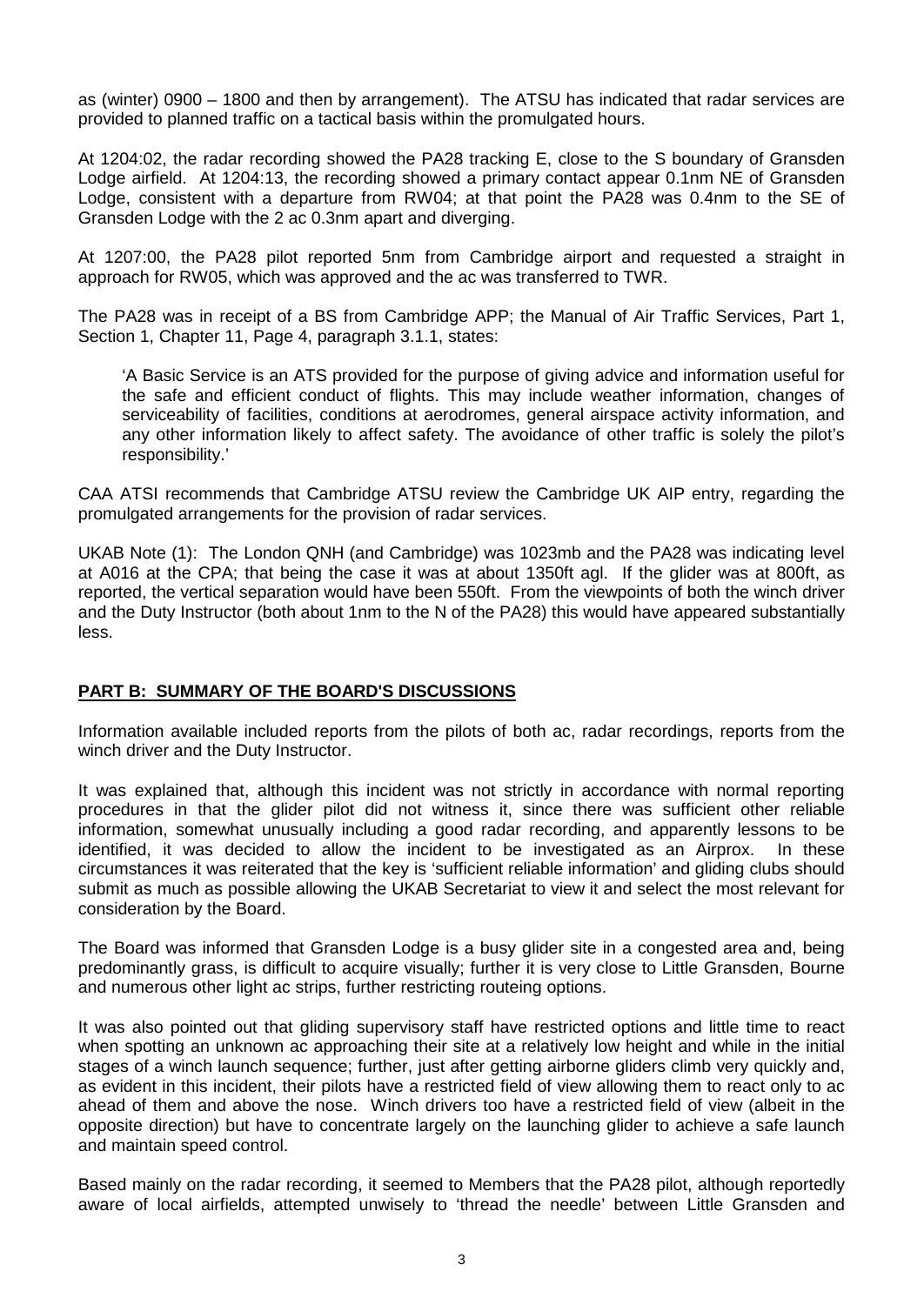as (winter) 0900 – 1800 and then by arrangement). The ATSU has indicated that radar services are provided to planned traffic on a tactical basis within the promulgated hours.

At 1204:02, the radar recording showed the PA28 tracking E, close to the S boundary of Gransden Lodge airfield. At 1204:13, the recording showed a primary contact appear 0.1nm NE of Gransden Lodge, consistent with a departure from RW04; at that point the PA28 was 0.4nm to the SE of Gransden Lodge with the 2 ac 0.3nm apart and diverging.

At 1207:00, the PA28 pilot reported 5nm from Cambridge airport and requested a straight in approach for RW05, which was approved and the ac was transferred to TWR.

The PA28 was in receipt of a BS from Cambridge APP; the Manual of Air Traffic Services, Part 1, Section 1, Chapter 11, Page 4, paragraph 3.1.1, states:

> 'A Basic Service is an ATS provided for the purpose of giving advice and information useful for the safe and efficient conduct of flights. This may include weather information, changes of serviceability of facilities, conditions at aerodromes, general airspace activity information, and any other information likely to affect safety. The avoidance of other traffic is solely the pilot's responsibility.'

CAA ATSI recommends that Cambridge ATSU review the Cambridge UK AIP entry, regarding the promulgated arrangements for the provision of radar services.

UKAB Note (1): The London QNH (and Cambridge) was 1023mb and the PA28 was indicating level at A016 at the CPA; that being the case it was at about 1350ft agl. If the glider was at 800ft, as reported, the vertical separation would have been 550ft. From the viewpoints of both the winch driver and the Duty Instructor (both about 1nm to the N of the PA28) this would have appeared substantially less.

## PART B: SUMMARY OF THE BOARD'S DISCUSSIONS

Information available included reports from the pilots of both ac, radar recordings, reports from the winch driver and the Duty Instructor.

It was explained that, although this incident was not strictly in accordance with normal reporting procedures in that the glider pilot did not witness it, since there was sufficient other reliable information, somewhat unusually including a good radar recording, and apparently lessons to be identified, it was decided to allow the incident to be investigated as an Airprox. In these circumstances it was reiterated that the key is 'sufficient reliable information' and gliding clubs should submit as much as possible allowing the UKAB Secretariat to view it and select the most relevant for consideration by the Board.

The Board was informed that Gransden Lodge is a busy glider site in a congested area and, being predominantly grass, is difficult to acquire visually; further it is very close to Little Gransden, Bourne and numerous other light ac strips, further restricting routeing options.

It was also pointed out that gliding supervisory staff have restricted options and little time to react when spotting an unknown ac approaching their site at a relatively low height and while in the initial stages of a winch launch sequence; further, just after getting airborne gliders climb very quickly and, as evident in this incident, their pilots have a restricted field of view allowing them to react only to ac ahead of them and above the nose. Winch drivers too have a restricted field of view (albeit in the opposite direction) but have to concentrate largely on the launching glider to achieve a safe launch and maintain speed control.

Based mainly on the radar recording, it seemed to Members that the PA28 pilot, although reportedly aware of local airfields, attempted unwisely to 'thread the needle' between Little Gransden and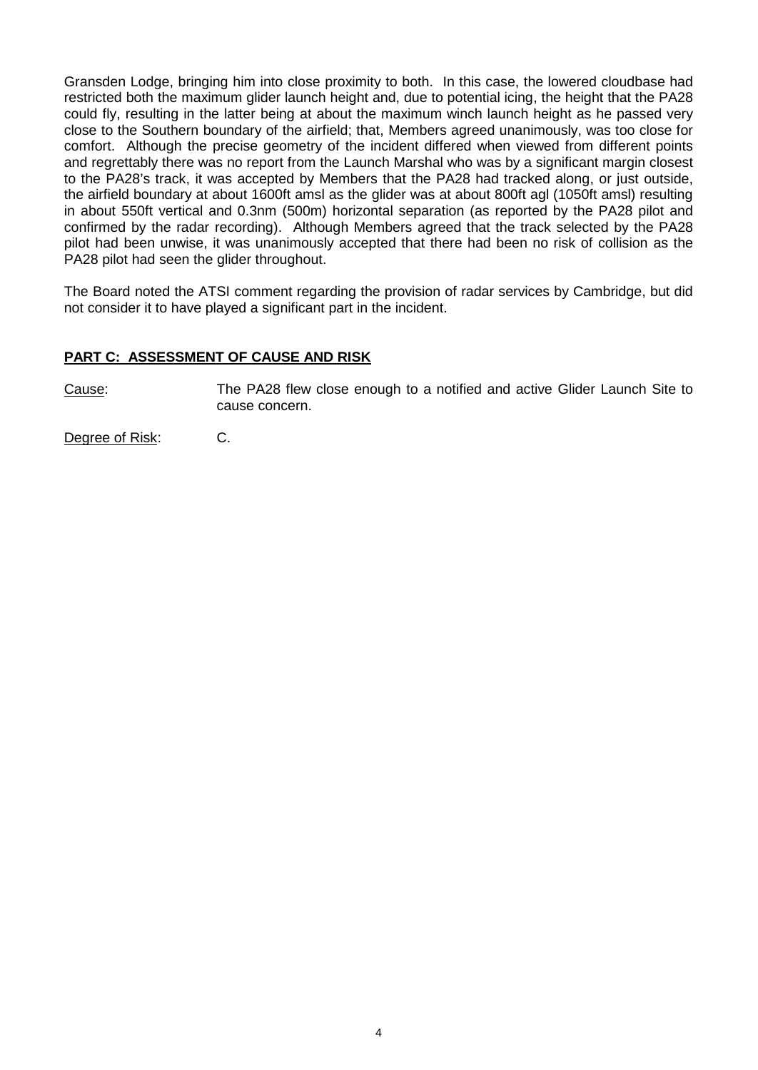Gransden Lodge, bringing him into close proximity to both. In this case, the lowered cloudbase had restricted both the maximum glider launch height and, due to potential icing, the height that the PA28 could fly, resulting in the latter being at about the maximum winch launch height as he passed very close to the Southern boundary of the airfield; that, Members agreed unanimously, was too close for comfort. Although the precise geometry of the incident differed when viewed from different points and regrettably there was no report from the Launch Marshal who was by a significant margin closest to the PA28's track, it was accepted by Members that the PA28 had tracked along, or just outside, the airfield boundary at about 1600ft amsl as the glider was at about 800ft agl (1050ft amsl) resulting in about 550ft vertical and 0.3nm (500m) horizontal separation (as reported by the PA28 pilot and confirmed by the radar recording). Although Members agreed that the track selected by the PA28 pilot had been unwise, it was unanimously accepted that there had been no risk of collision as the PA28 pilot had seen the glider throughout.

The Board noted the ATSI comment regarding the provision of radar services by Cambridge, but did not consider it to have played a significant part in the incident.

## **PART C: ASSESSMENT OF CAUSE AND RISK**

Cause: The PA28 flew close enough to a notified and active Glider Launch Site to cause concern.

Degree of Risk: C.